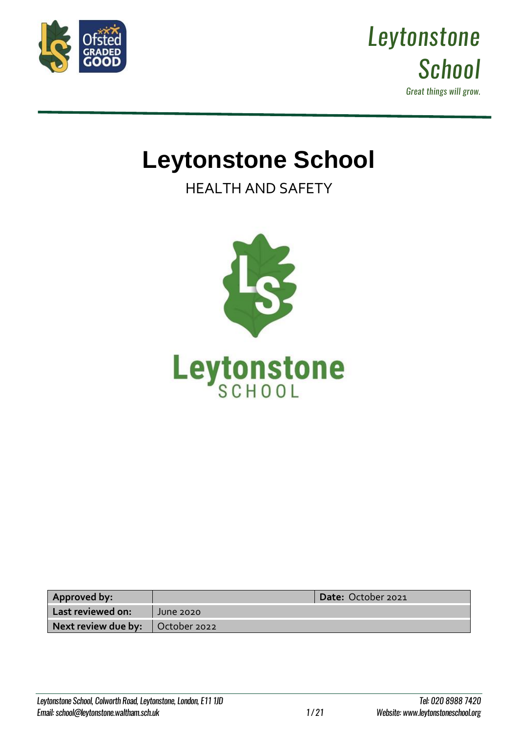# Leytonstone School

HEALTH AND SAFETY

| **Approved by:** | | **Date:** October 2021 |
|---|---|---|
| **Last reviewed on:** | June 2020 | |
| **Next review due by:** | October 2022 | |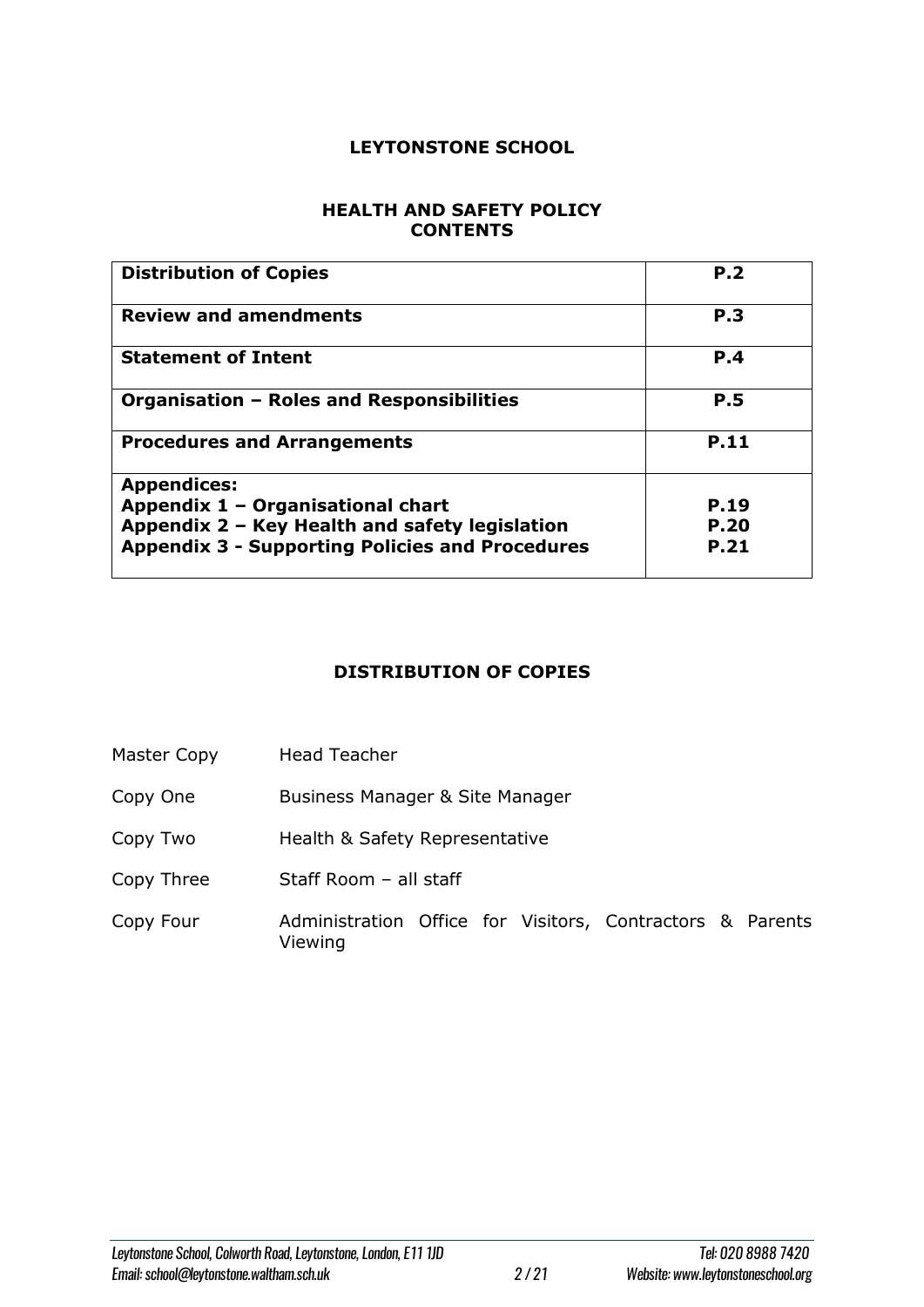# LEYTONSTONE SCHOOL

## HEALTH AND SAFETY POLICY
## CONTENTS

| **Distribution of Copies** | **P.2** |
|---|---|
| **Review and amendments** | **P.3** |
| **Statement of Intent** | **P.4** |
| **Organisation – Roles and Responsibilities** | **P.5** |
| **Procedures and Arrangements** | **P.11** |
| **Appendices:**<br>**Appendix 1 – Organisational chart**<br>**Appendix 2 – Key Health and safety legislation**<br>**Appendix 3 - Supporting Policies and Procedures** | <br>**P.19**<br>**P.20**<br>**P.21** |

## DISTRIBUTION OF COPIES

| | |
|---|---|
| Master Copy | Head Teacher |
| Copy One | Business Manager & Site Manager |
| Copy Two | Health & Safety Representative |
| Copy Three | Staff Room – all staff |
| Copy Four | Administration Office for Visitors, Contractors & Parents Viewing |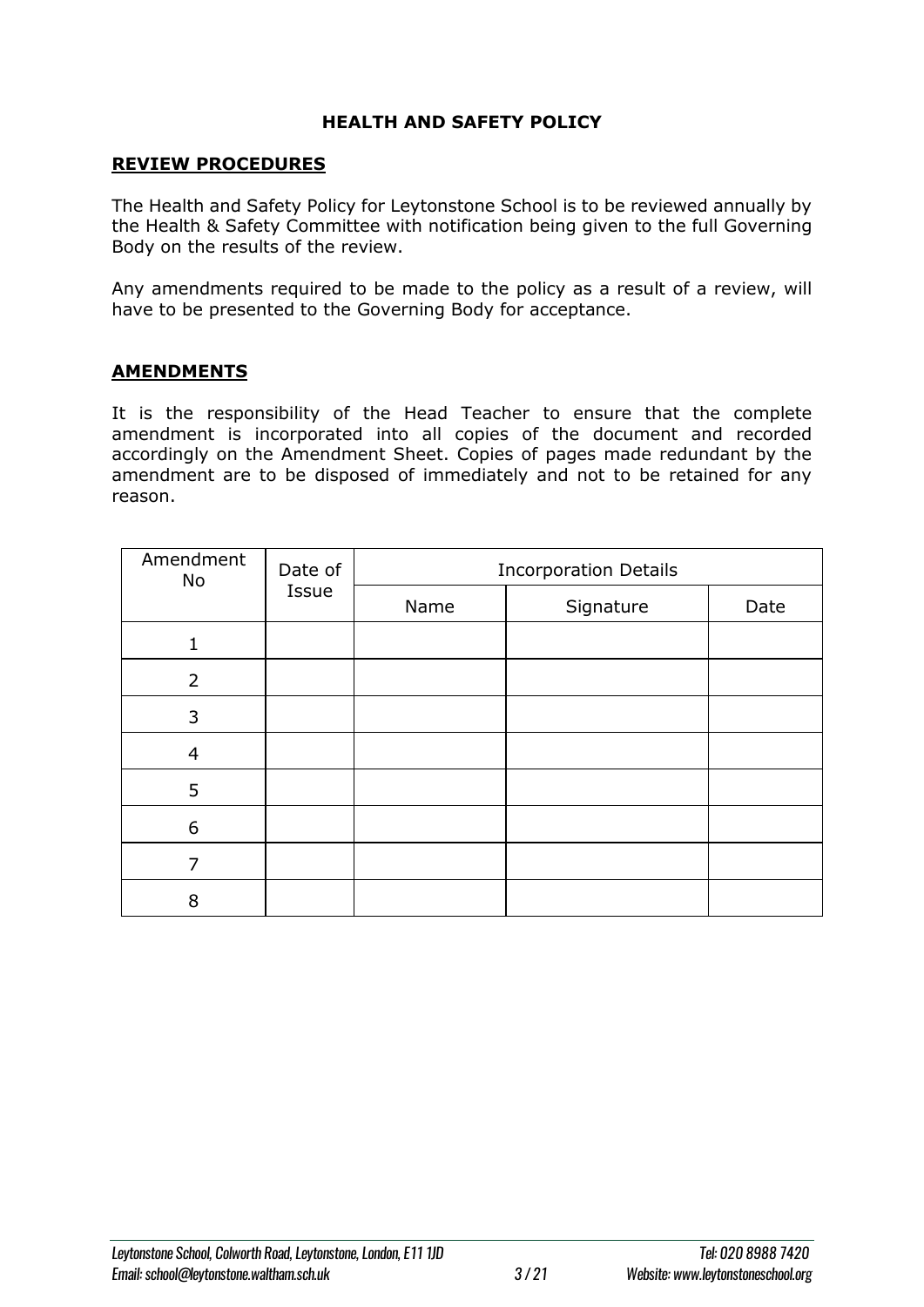## HEALTH AND SAFETY POLICY

### REVIEW PROCEDURES

The Health and Safety Policy for Leytonstone School is to be reviewed annually by the Health & Safety Committee with notification being given to the full Governing Body on the results of the review.

Any amendments required to be made to the policy as a result of a review, will have to be presented to the Governing Body for acceptance.

### AMENDMENTS

It is the responsibility of the Head Teacher to ensure that the complete amendment is incorporated into all copies of the document and recorded accordingly on the Amendment Sheet. Copies of pages made redundant by the amendment are to be disposed of immediately and not to be retained for any reason.

| Amendment No | Date of Issue | Incorporation Details | | |
|---|---|---|---|---|
| | | Name | Signature | Date |
| 1 | | | | |
| 2 | | | | |
| 3 | | | | |
| 4 | | | | |
| 5 | | | | |
| 6 | | | | |
| 7 | | | | |
| 8 | | | | |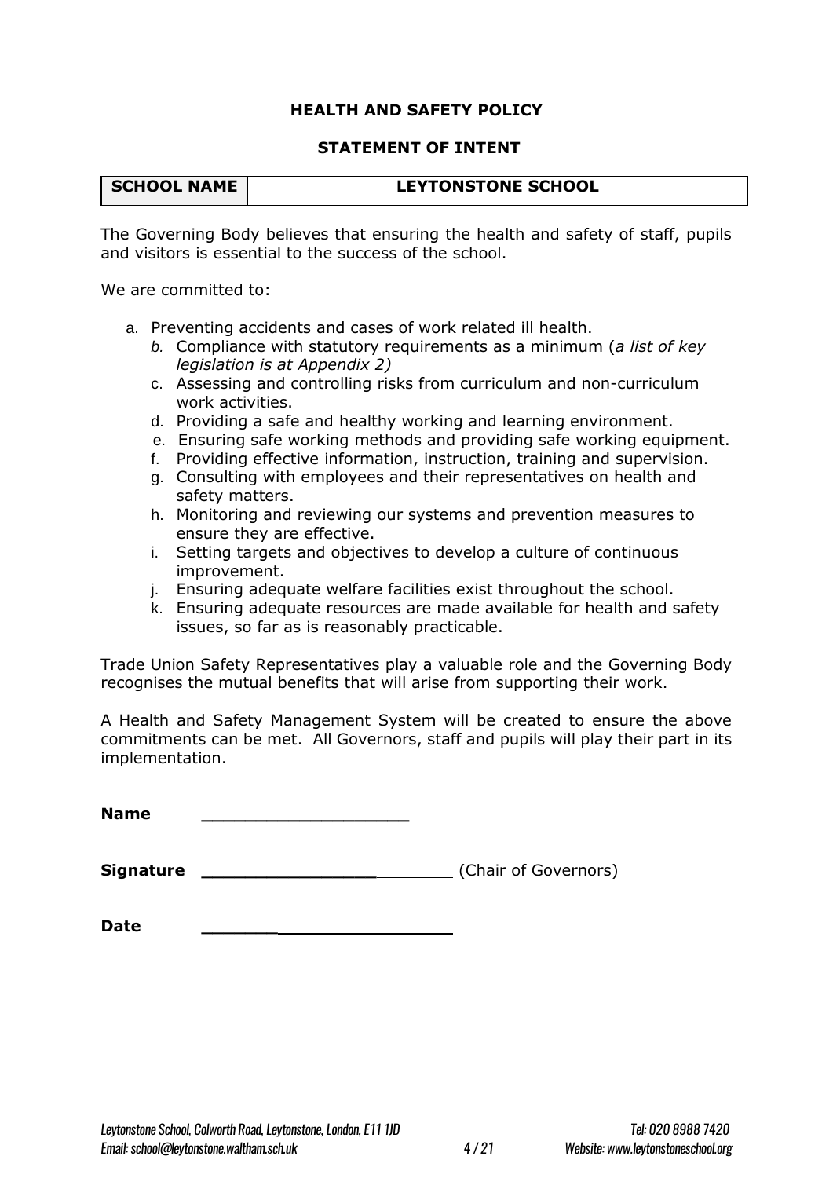**HEALTH AND SAFETY POLICY**

**STATEMENT OF INTENT**

| SCHOOL NAME | LEYTONSTONE SCHOOL |
|---|---|

The Governing Body believes that ensuring the health and safety of staff, pupils and visitors is essential to the success of the school.

We are committed to:

a. Preventing accidents and cases of work related ill health.
b. Compliance with statutory requirements as a minimum (*a list of key legislation is at Appendix 2)*
c. Assessing and controlling risks from curriculum and non-curriculum work activities.
d. Providing a safe and healthy working and learning environment.
e. Ensuring safe working methods and providing safe working equipment.
f. Providing effective information, instruction, training and supervision.
g. Consulting with employees and their representatives on health and safety matters.
h. Monitoring and reviewing our systems and prevention measures to ensure they are effective.
i. Setting targets and objectives to develop a culture of continuous improvement.
j. Ensuring adequate welfare facilities exist throughout the school.
k. Ensuring adequate resources are made available for health and safety issues, so far as is reasonably practicable.

Trade Union Safety Representatives play a valuable role and the Governing Body recognises the mutual benefits that will arise from supporting their work.

A Health and Safety Management System will be created to ensure the above commitments can be met. All Governors, staff and pupils will play their part in its implementation.

**Name** ___________________________

**Signature** ___________________________ (Chair of Governors)

**Date** ___________________________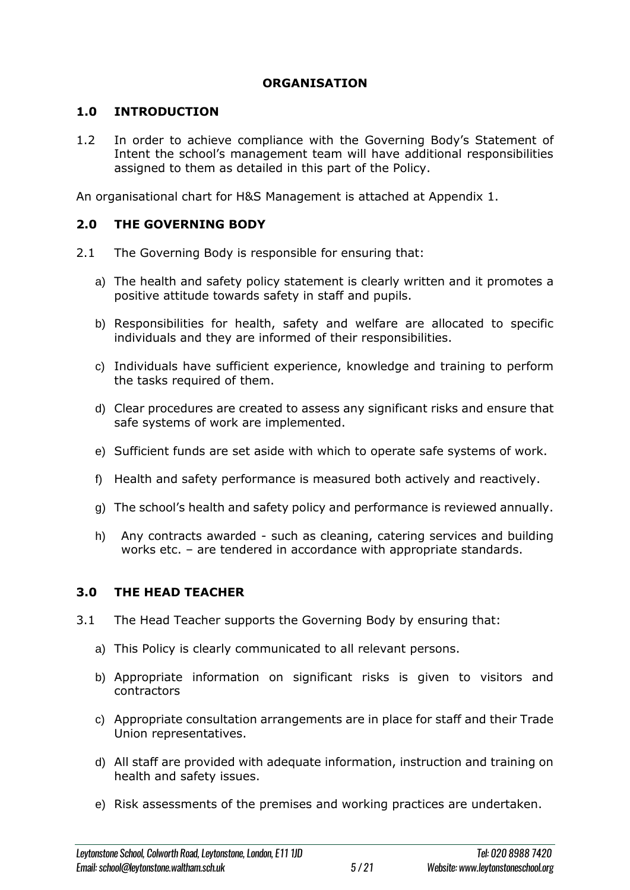## ORGANISATION

### 1.0 INTRODUCTION

1.2 In order to achieve compliance with the Governing Body's Statement of Intent the school's management team will have additional responsibilities assigned to them as detailed in this part of the Policy.

An organisational chart for H&S Management is attached at Appendix 1.

### 2.0 THE GOVERNING BODY

2.1 The Governing Body is responsible for ensuring that:

a) The health and safety policy statement is clearly written and it promotes a positive attitude towards safety in staff and pupils.

b) Responsibilities for health, safety and welfare are allocated to specific individuals and they are informed of their responsibilities.

c) Individuals have sufficient experience, knowledge and training to perform the tasks required of them.

d) Clear procedures are created to assess any significant risks and ensure that safe systems of work are implemented.

e) Sufficient funds are set aside with which to operate safe systems of work.

f) Health and safety performance is measured both actively and reactively.

g) The school's health and safety policy and performance is reviewed annually.

h) Any contracts awarded - such as cleaning, catering services and building works etc. – are tendered in accordance with appropriate standards.

### 3.0 THE HEAD TEACHER

3.1 The Head Teacher supports the Governing Body by ensuring that:

a) This Policy is clearly communicated to all relevant persons.

b) Appropriate information on significant risks is given to visitors and contractors

c) Appropriate consultation arrangements are in place for staff and their Trade Union representatives.

d) All staff are provided with adequate information, instruction and training on health and safety issues.

e) Risk assessments of the premises and working practices are undertaken.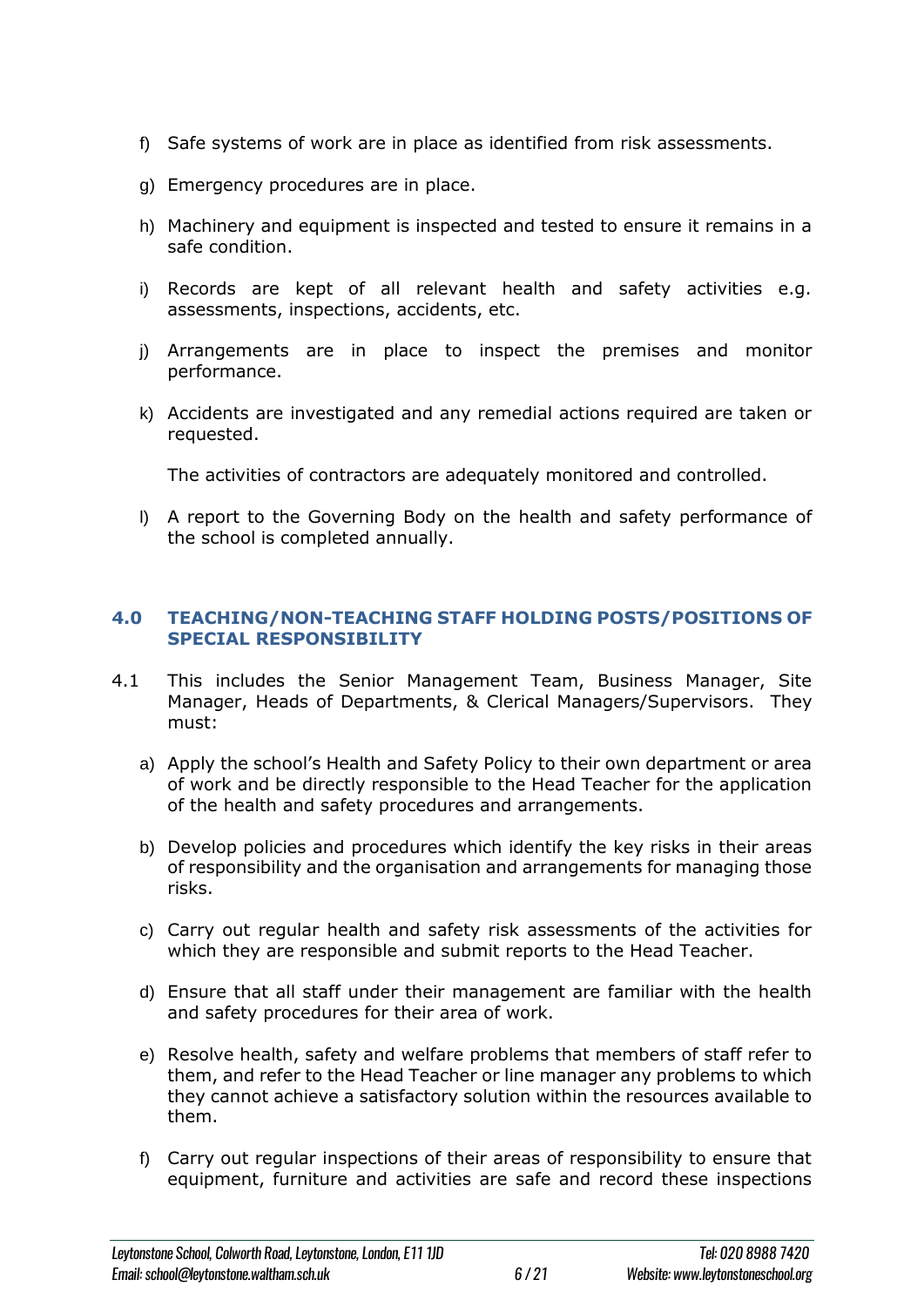f) Safe systems of work are in place as identified from risk assessments.

g) Emergency procedures are in place.

h) Machinery and equipment is inspected and tested to ensure it remains in a safe condition.

i) Records are kept of all relevant health and safety activities e.g. assessments, inspections, accidents, etc.

j) Arrangements are in place to inspect the premises and monitor performance.

k) Accidents are investigated and any remedial actions required are taken or requested.

   The activities of contractors are adequately monitored and controlled.

l) A report to the Governing Body on the health and safety performance of the school is completed annually.

## 4.0 TEACHING/NON-TEACHING STAFF HOLDING POSTS/POSITIONS OF SPECIAL RESPONSIBILITY

4.1 This includes the Senior Management Team, Business Manager, Site Manager, Heads of Departments, & Clerical Managers/Supervisors. They must:

a) Apply the school's Health and Safety Policy to their own department or area of work and be directly responsible to the Head Teacher for the application of the health and safety procedures and arrangements.

b) Develop policies and procedures which identify the key risks in their areas of responsibility and the organisation and arrangements for managing those risks.

c) Carry out regular health and safety risk assessments of the activities for which they are responsible and submit reports to the Head Teacher.

d) Ensure that all staff under their management are familiar with the health and safety procedures for their area of work.

e) Resolve health, safety and welfare problems that members of staff refer to them, and refer to the Head Teacher or line manager any problems to which they cannot achieve a satisfactory solution within the resources available to them.

f) Carry out regular inspections of their areas of responsibility to ensure that equipment, furniture and activities are safe and record these inspections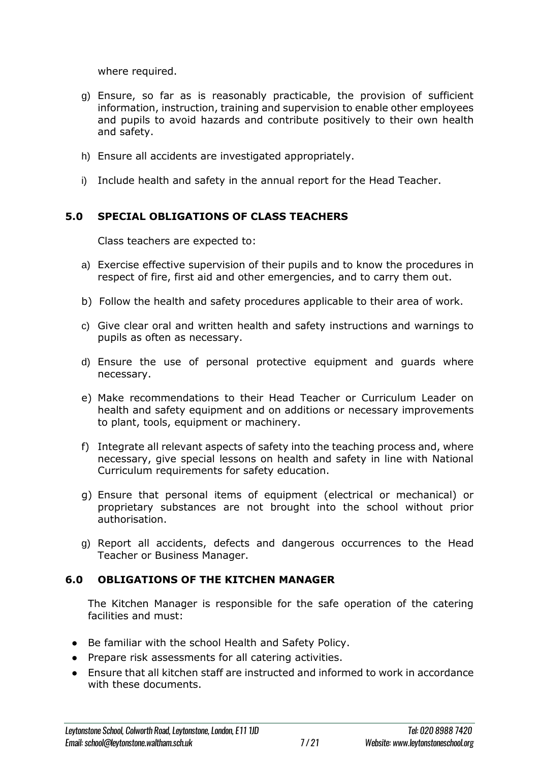where required.

g) Ensure, so far as is reasonably practicable, the provision of sufficient information, instruction, training and supervision to enable other employees and pupils to avoid hazards and contribute positively to their own health and safety.

h) Ensure all accidents are investigated appropriately.

i) Include health and safety in the annual report for the Head Teacher.

## 5.0 SPECIAL OBLIGATIONS OF CLASS TEACHERS

Class teachers are expected to:

a) Exercise effective supervision of their pupils and to know the procedures in respect of fire, first aid and other emergencies, and to carry them out.

b) Follow the health and safety procedures applicable to their area of work.

c) Give clear oral and written health and safety instructions and warnings to pupils as often as necessary.

d) Ensure the use of personal protective equipment and guards where necessary.

e) Make recommendations to their Head Teacher or Curriculum Leader on health and safety equipment and on additions or necessary improvements to plant, tools, equipment or machinery.

f) Integrate all relevant aspects of safety into the teaching process and, where necessary, give special lessons on health and safety in line with National Curriculum requirements for safety education.

g) Ensure that personal items of equipment (electrical or mechanical) or proprietary substances are not brought into the school without prior authorisation.

g) Report all accidents, defects and dangerous occurrences to the Head Teacher or Business Manager.

## 6.0 OBLIGATIONS OF THE KITCHEN MANAGER

The Kitchen Manager is responsible for the safe operation of the catering facilities and must:

- Be familiar with the school Health and Safety Policy.
- Prepare risk assessments for all catering activities.
- Ensure that all kitchen staff are instructed and informed to work in accordance with these documents.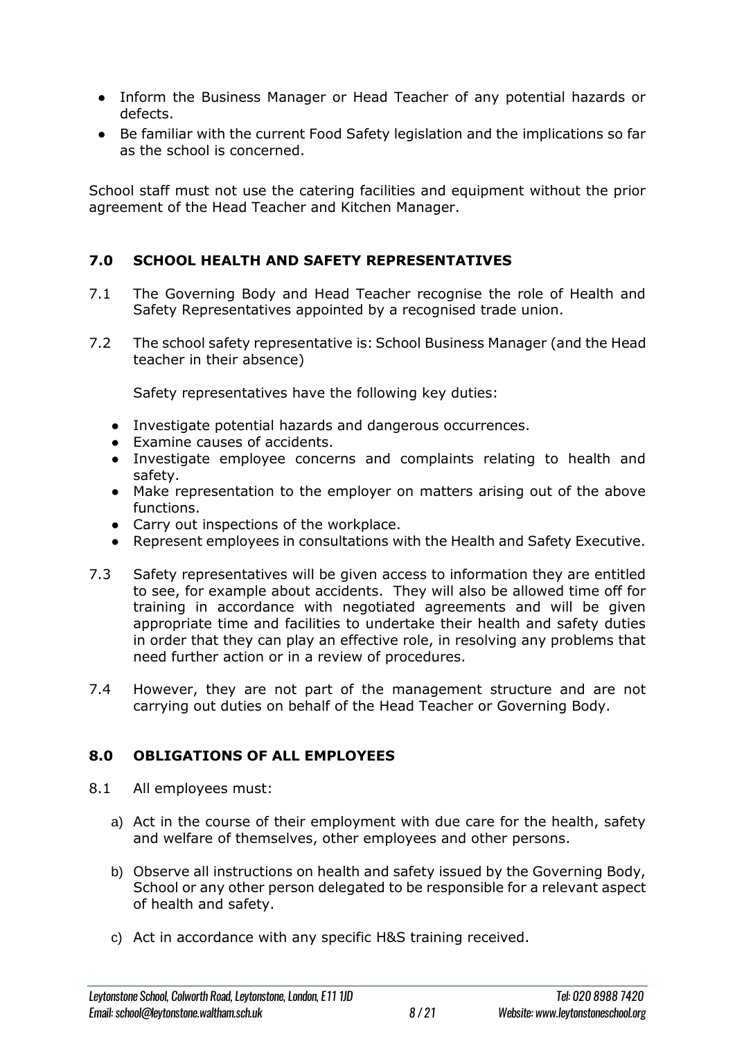- Inform the Business Manager or Head Teacher of any potential hazards or defects.
- Be familiar with the current Food Safety legislation and the implications so far as the school is concerned.

School staff must not use the catering facilities and equipment without the prior agreement of the Head Teacher and Kitchen Manager.

## 7.0 SCHOOL HEALTH AND SAFETY REPRESENTATIVES

7.1 The Governing Body and Head Teacher recognise the role of Health and Safety Representatives appointed by a recognised trade union.

7.2 The school safety representative is: School Business Manager (and the Head teacher in their absence)

Safety representatives have the following key duties:

- Investigate potential hazards and dangerous occurrences.
- Examine causes of accidents.
- Investigate employee concerns and complaints relating to health and safety.
- Make representation to the employer on matters arising out of the above functions.
- Carry out inspections of the workplace.
- Represent employees in consultations with the Health and Safety Executive.

7.3 Safety representatives will be given access to information they are entitled to see, for example about accidents. They will also be allowed time off for training in accordance with negotiated agreements and will be given appropriate time and facilities to undertake their health and safety duties in order that they can play an effective role, in resolving any problems that need further action or in a review of procedures.

7.4 However, they are not part of the management structure and are not carrying out duties on behalf of the Head Teacher or Governing Body.

## 8.0 OBLIGATIONS OF ALL EMPLOYEES

8.1 All employees must:

a) Act in the course of their employment with due care for the health, safety and welfare of themselves, other employees and other persons.

b) Observe all instructions on health and safety issued by the Governing Body, School or any other person delegated to be responsible for a relevant aspect of health and safety.

c) Act in accordance with any specific H&S training received.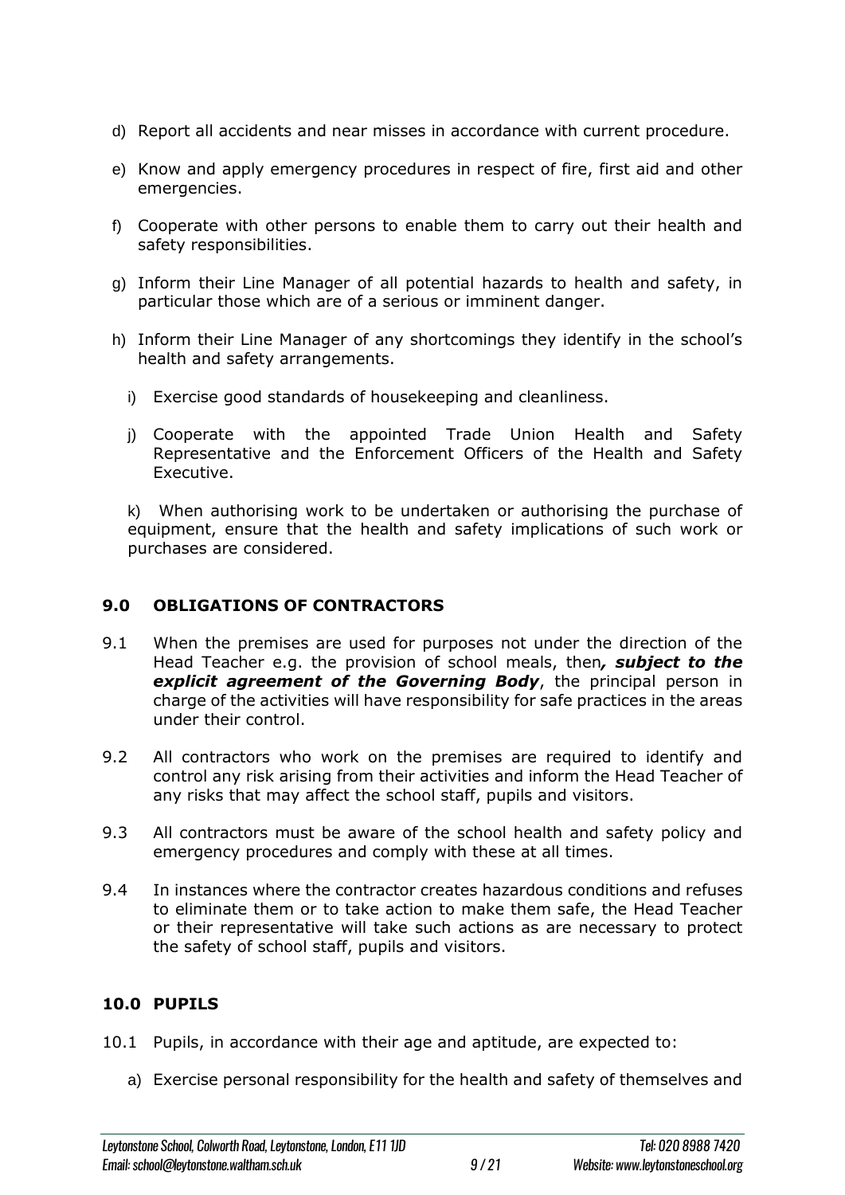d) Report all accidents and near misses in accordance with current procedure.

e) Know and apply emergency procedures in respect of fire, first aid and other emergencies.

f) Cooperate with other persons to enable them to carry out their health and safety responsibilities.

g) Inform their Line Manager of all potential hazards to health and safety, in particular those which are of a serious or imminent danger.

h) Inform their Line Manager of any shortcomings they identify in the school's health and safety arrangements.

i) Exercise good standards of housekeeping and cleanliness.

j) Cooperate with the appointed Trade Union Health and Safety Representative and the Enforcement Officers of the Health and Safety Executive.

k) When authorising work to be undertaken or authorising the purchase of equipment, ensure that the health and safety implications of such work or purchases are considered.

## 9.0 OBLIGATIONS OF CONTRACTORS

9.1 When the premises are used for purposes not under the direction of the Head Teacher e.g. the provision of school meals, then***, subject to the explicit agreement of the Governing Body***, the principal person in charge of the activities will have responsibility for safe practices in the areas under their control.

9.2 All contractors who work on the premises are required to identify and control any risk arising from their activities and inform the Head Teacher of any risks that may affect the school staff, pupils and visitors.

9.3 All contractors must be aware of the school health and safety policy and emergency procedures and comply with these at all times.

9.4 In instances where the contractor creates hazardous conditions and refuses to eliminate them or to take action to make them safe, the Head Teacher or their representative will take such actions as are necessary to protect the safety of school staff, pupils and visitors.

## 10.0 PUPILS

10.1 Pupils, in accordance with their age and aptitude, are expected to:

a) Exercise personal responsibility for the health and safety of themselves and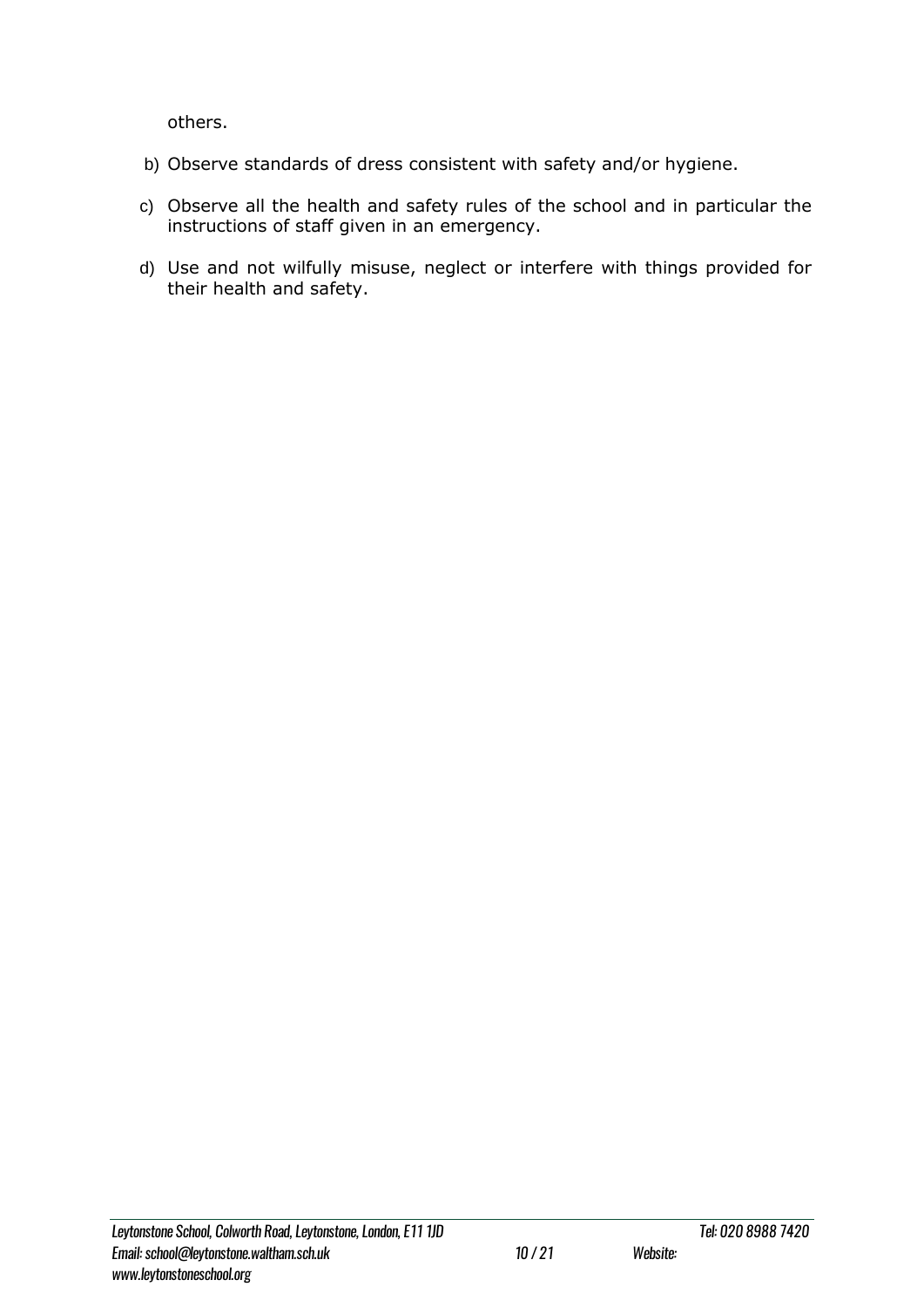others.

b) Observe standards of dress consistent with safety and/or hygiene.

c) Observe all the health and safety rules of the school and in particular the instructions of staff given in an emergency.

d) Use and not wilfully misuse, neglect or interfere with things provided for their health and safety.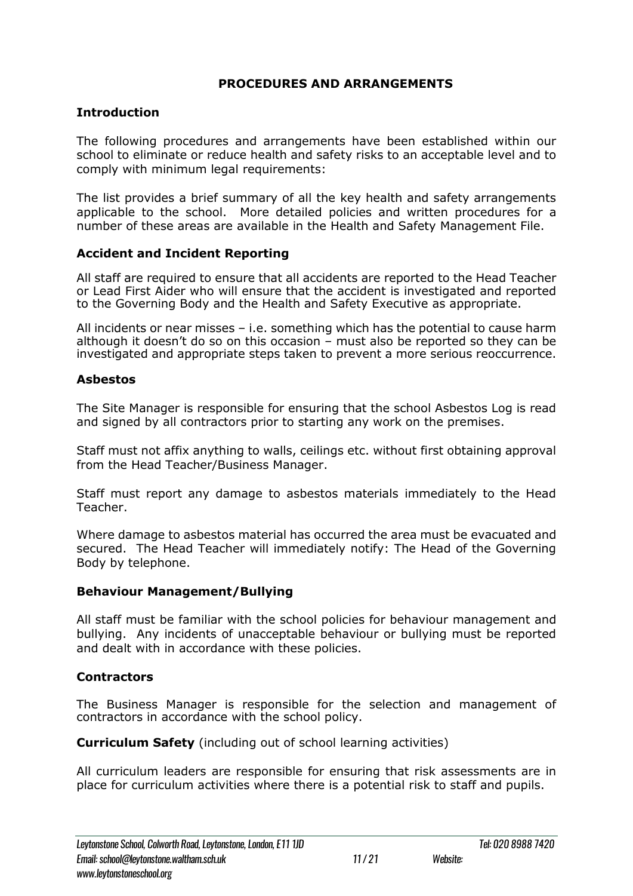# PROCEDURES AND ARRANGEMENTS

## Introduction

The following procedures and arrangements have been established within our school to eliminate or reduce health and safety risks to an acceptable level and to comply with minimum legal requirements:

The list provides a brief summary of all the key health and safety arrangements applicable to the school. More detailed policies and written procedures for a number of these areas are available in the Health and Safety Management File.

## Accident and Incident Reporting

All staff are required to ensure that all accidents are reported to the Head Teacher or Lead First Aider who will ensure that the accident is investigated and reported to the Governing Body and the Health and Safety Executive as appropriate.

All incidents or near misses – i.e. something which has the potential to cause harm although it doesn't do so on this occasion – must also be reported so they can be investigated and appropriate steps taken to prevent a more serious reoccurrence.

## Asbestos

The Site Manager is responsible for ensuring that the school Asbestos Log is read and signed by all contractors prior to starting any work on the premises.

Staff must not affix anything to walls, ceilings etc. without first obtaining approval from the Head Teacher/Business Manager.

Staff must report any damage to asbestos materials immediately to the Head Teacher.

Where damage to asbestos material has occurred the area must be evacuated and secured. The Head Teacher will immediately notify: The Head of the Governing Body by telephone.

## Behaviour Management/Bullying

All staff must be familiar with the school policies for behaviour management and bullying. Any incidents of unacceptable behaviour or bullying must be reported and dealt with in accordance with these policies.

## Contractors

The Business Manager is responsible for the selection and management of contractors in accordance with the school policy.

**Curriculum Safety** (including out of school learning activities)

All curriculum leaders are responsible for ensuring that risk assessments are in place for curriculum activities where there is a potential risk to staff and pupils.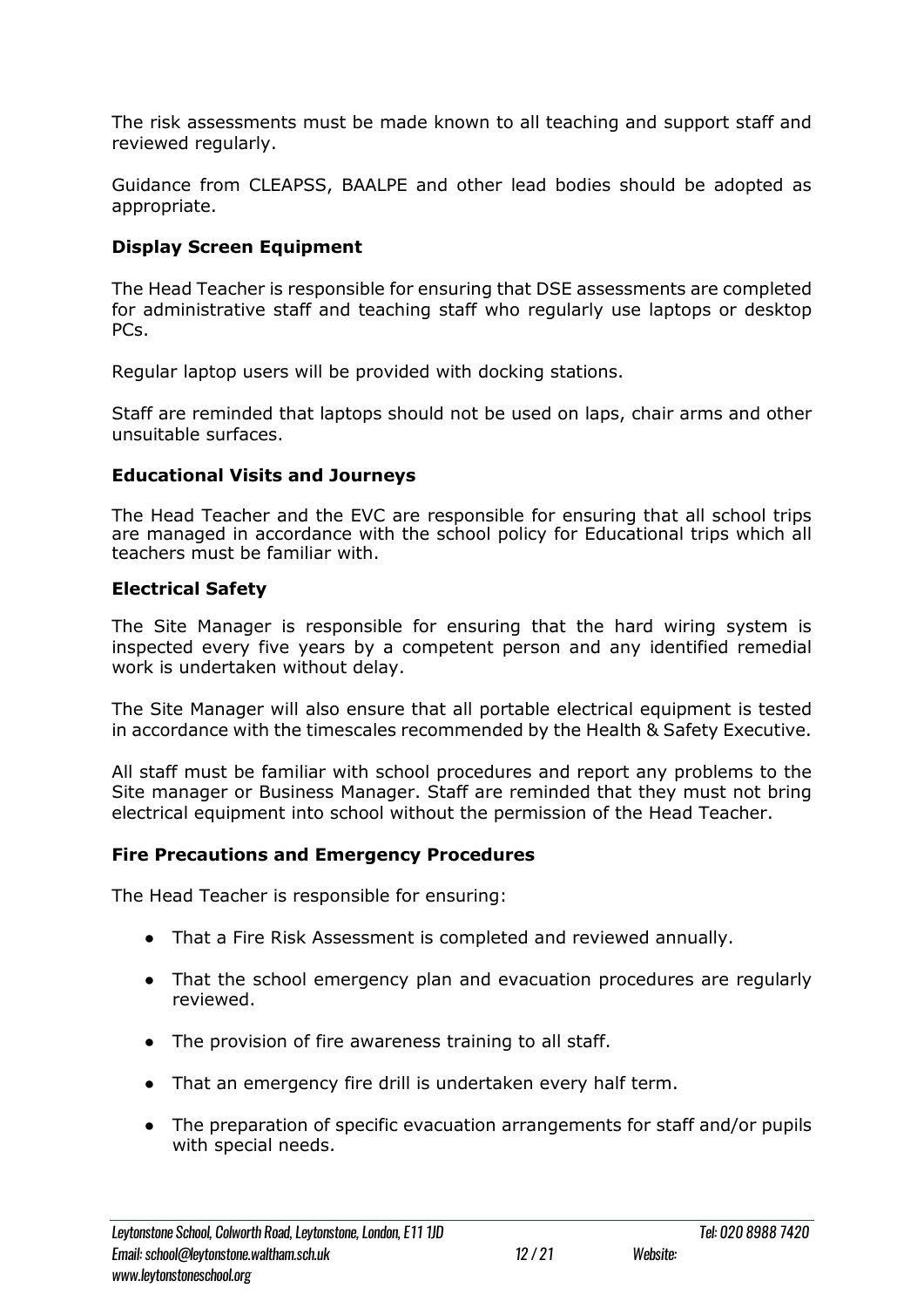The risk assessments must be made known to all teaching and support staff and reviewed regularly.

Guidance from CLEAPSS, BAALPE and other lead bodies should be adopted as appropriate.

### Display Screen Equipment

The Head Teacher is responsible for ensuring that DSE assessments are completed for administrative staff and teaching staff who regularly use laptops or desktop PCs.

Regular laptop users will be provided with docking stations.

Staff are reminded that laptops should not be used on laps, chair arms and other unsuitable surfaces.

### Educational Visits and Journeys

The Head Teacher and the EVC are responsible for ensuring that all school trips are managed in accordance with the school policy for Educational trips which all teachers must be familiar with.

### Electrical Safety

The Site Manager is responsible for ensuring that the hard wiring system is inspected every five years by a competent person and any identified remedial work is undertaken without delay.

The Site Manager will also ensure that all portable electrical equipment is tested in accordance with the timescales recommended by the Health & Safety Executive.

All staff must be familiar with school procedures and report any problems to the Site manager or Business Manager. Staff are reminded that they must not bring electrical equipment into school without the permission of the Head Teacher.

### Fire Precautions and Emergency Procedures

The Head Teacher is responsible for ensuring:

- That a Fire Risk Assessment is completed and reviewed annually.
- That the school emergency plan and evacuation procedures are regularly reviewed.
- The provision of fire awareness training to all staff.
- That an emergency fire drill is undertaken every half term.
- The preparation of specific evacuation arrangements for staff and/or pupils with special needs.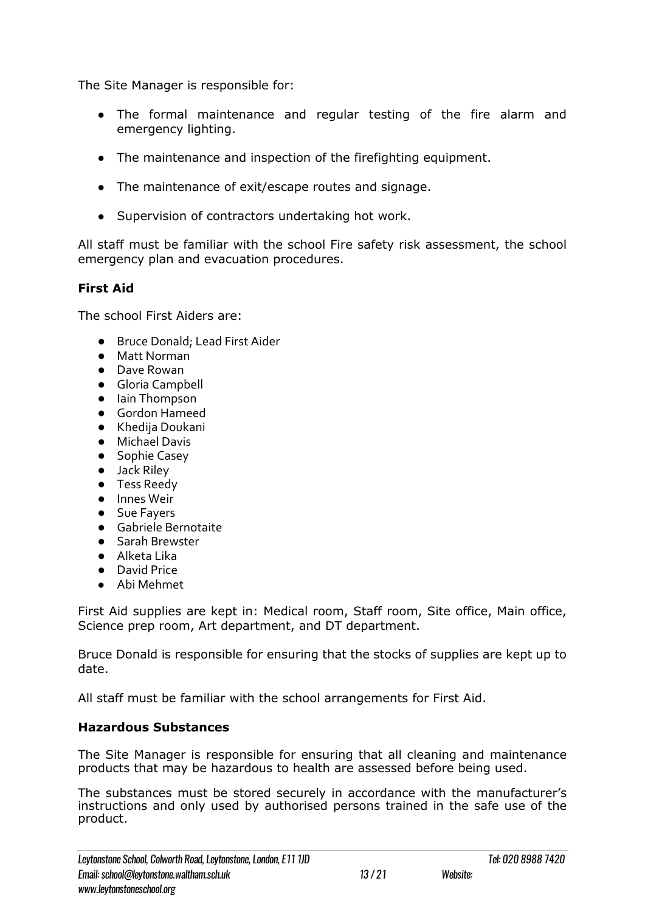The Site Manager is responsible for:

- The formal maintenance and regular testing of the fire alarm and emergency lighting.
- The maintenance and inspection of the firefighting equipment.
- The maintenance of exit/escape routes and signage.
- Supervision of contractors undertaking hot work.

All staff must be familiar with the school Fire safety risk assessment, the school emergency plan and evacuation procedures.

**First Aid**

The school First Aiders are:

- Bruce Donald; Lead First Aider
- Matt Norman
- Dave Rowan
- Gloria Campbell
- Iain Thompson
- Gordon Hameed
- Khedija Doukani
- Michael Davis
- Sophie Casey
- Jack Riley
- Tess Reedy
- Innes Weir
- Sue Fayers
- Gabriele Bernotaite
- Sarah Brewster
- Alketa Lika
- David Price
- Abi Mehmet

First Aid supplies are kept in: Medical room, Staff room, Site office, Main office, Science prep room, Art department, and DT department.

Bruce Donald is responsible for ensuring that the stocks of supplies are kept up to date.

All staff must be familiar with the school arrangements for First Aid.

**Hazardous Substances**

The Site Manager is responsible for ensuring that all cleaning and maintenance products that may be hazardous to health are assessed before being used.

The substances must be stored securely in accordance with the manufacturer's instructions and only used by authorised persons trained in the safe use of the product.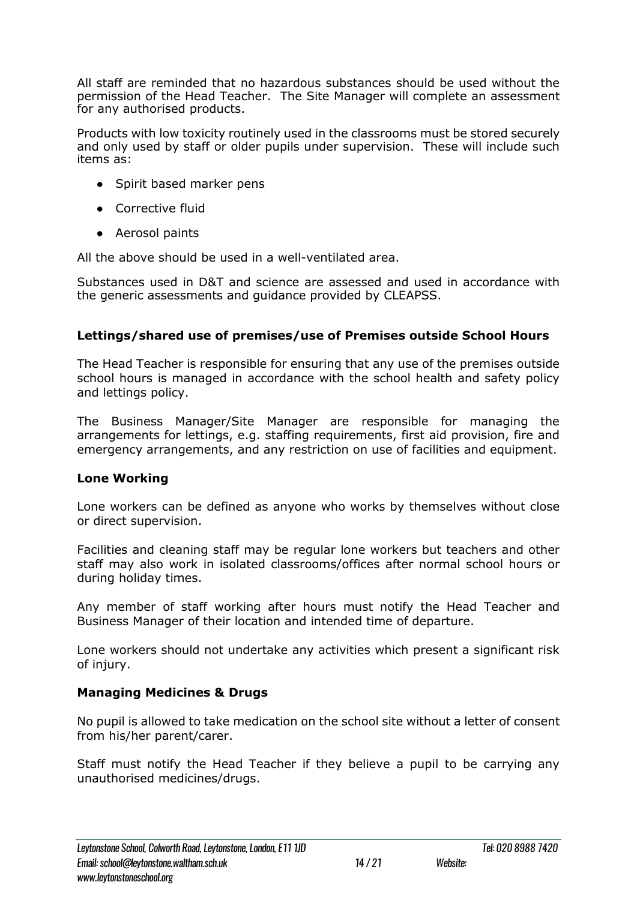All staff are reminded that no hazardous substances should be used without the permission of the Head Teacher. The Site Manager will complete an assessment for any authorised products.

Products with low toxicity routinely used in the classrooms must be stored securely and only used by staff or older pupils under supervision. These will include such items as:

- Spirit based marker pens
- Corrective fluid
- Aerosol paints

All the above should be used in a well-ventilated area.

Substances used in D&T and science are assessed and used in accordance with the generic assessments and guidance provided by CLEAPSS.

**Lettings/shared use of premises/use of Premises outside School Hours**

The Head Teacher is responsible for ensuring that any use of the premises outside school hours is managed in accordance with the school health and safety policy and lettings policy.

The Business Manager/Site Manager are responsible for managing the arrangements for lettings, e.g. staffing requirements, first aid provision, fire and emergency arrangements, and any restriction on use of facilities and equipment.

**Lone Working**

Lone workers can be defined as anyone who works by themselves without close or direct supervision.

Facilities and cleaning staff may be regular lone workers but teachers and other staff may also work in isolated classrooms/offices after normal school hours or during holiday times.

Any member of staff working after hours must notify the Head Teacher and Business Manager of their location and intended time of departure.

Lone workers should not undertake any activities which present a significant risk of injury.

**Managing Medicines & Drugs**

No pupil is allowed to take medication on the school site without a letter of consent from his/her parent/carer.

Staff must notify the Head Teacher if they believe a pupil to be carrying any unauthorised medicines/drugs.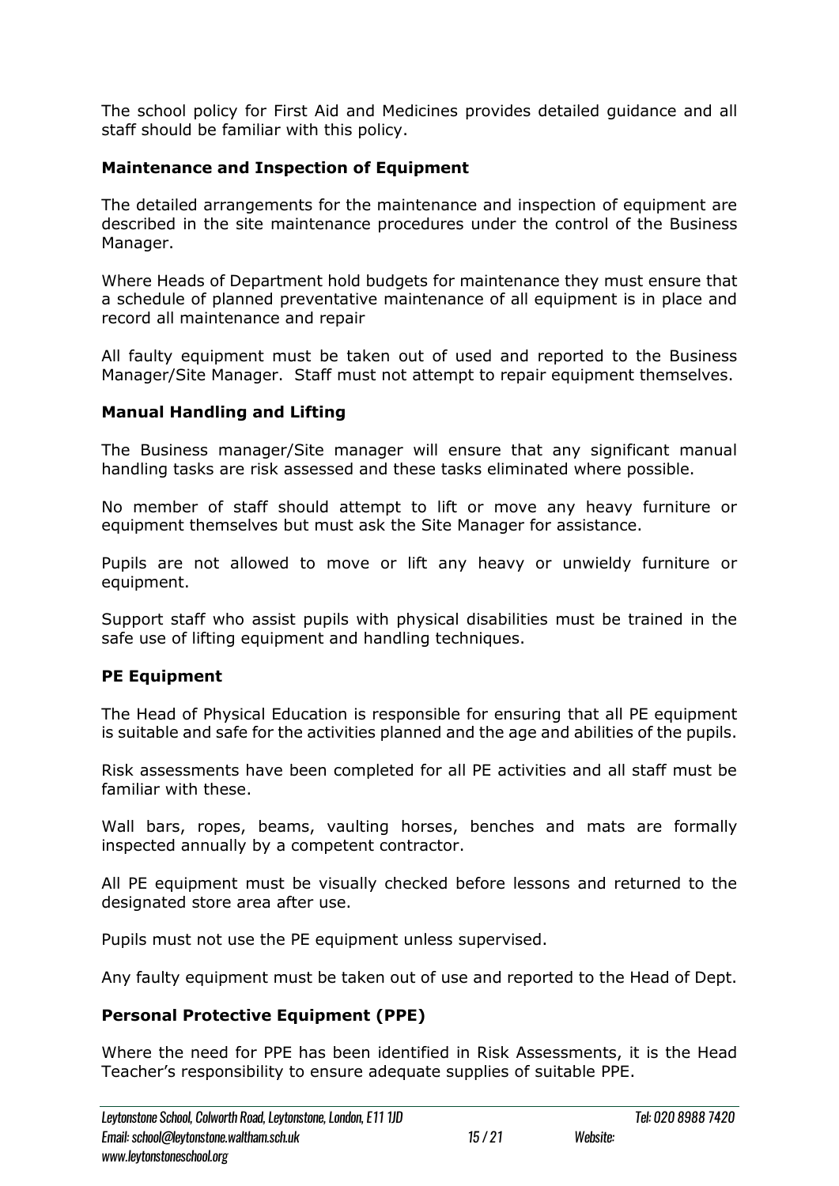The school policy for First Aid and Medicines provides detailed guidance and all staff should be familiar with this policy.

**Maintenance and Inspection of Equipment**

The detailed arrangements for the maintenance and inspection of equipment are described in the site maintenance procedures under the control of the Business Manager.

Where Heads of Department hold budgets for maintenance they must ensure that a schedule of planned preventative maintenance of all equipment is in place and record all maintenance and repair

All faulty equipment must be taken out of used and reported to the Business Manager/Site Manager. Staff must not attempt to repair equipment themselves.

**Manual Handling and Lifting**

The Business manager/Site manager will ensure that any significant manual handling tasks are risk assessed and these tasks eliminated where possible.

No member of staff should attempt to lift or move any heavy furniture or equipment themselves but must ask the Site Manager for assistance.

Pupils are not allowed to move or lift any heavy or unwieldy furniture or equipment.

Support staff who assist pupils with physical disabilities must be trained in the safe use of lifting equipment and handling techniques.

**PE Equipment**

The Head of Physical Education is responsible for ensuring that all PE equipment is suitable and safe for the activities planned and the age and abilities of the pupils.

Risk assessments have been completed for all PE activities and all staff must be familiar with these.

Wall bars, ropes, beams, vaulting horses, benches and mats are formally inspected annually by a competent contractor.

All PE equipment must be visually checked before lessons and returned to the designated store area after use.

Pupils must not use the PE equipment unless supervised.

Any faulty equipment must be taken out of use and reported to the Head of Dept.

**Personal Protective Equipment (PPE)**

Where the need for PPE has been identified in Risk Assessments, it is the Head Teacher's responsibility to ensure adequate supplies of suitable PPE.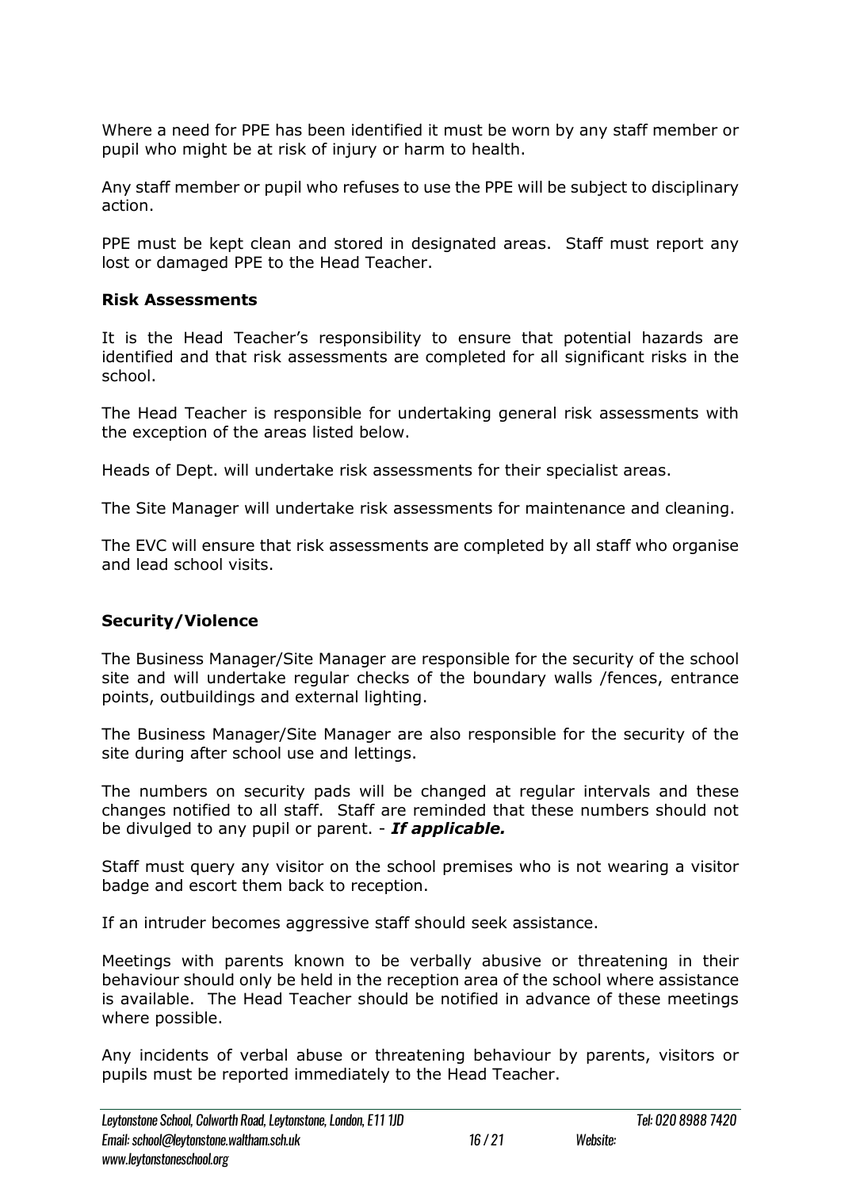Where a need for PPE has been identified it must be worn by any staff member or pupil who might be at risk of injury or harm to health.

Any staff member or pupil who refuses to use the PPE will be subject to disciplinary action.

PPE must be kept clean and stored in designated areas. Staff must report any lost or damaged PPE to the Head Teacher.

**Risk Assessments**

It is the Head Teacher's responsibility to ensure that potential hazards are identified and that risk assessments are completed for all significant risks in the school.

The Head Teacher is responsible for undertaking general risk assessments with the exception of the areas listed below.

Heads of Dept. will undertake risk assessments for their specialist areas.

The Site Manager will undertake risk assessments for maintenance and cleaning.

The EVC will ensure that risk assessments are completed by all staff who organise and lead school visits.

**Security/Violence**

The Business Manager/Site Manager are responsible for the security of the school site and will undertake regular checks of the boundary walls /fences, entrance points, outbuildings and external lighting.

The Business Manager/Site Manager are also responsible for the security of the site during after school use and lettings.

The numbers on security pads will be changed at regular intervals and these changes notified to all staff. Staff are reminded that these numbers should not be divulged to any pupil or parent. - ***If applicable.***

Staff must query any visitor on the school premises who is not wearing a visitor badge and escort them back to reception.

If an intruder becomes aggressive staff should seek assistance.

Meetings with parents known to be verbally abusive or threatening in their behaviour should only be held in the reception area of the school where assistance is available. The Head Teacher should be notified in advance of these meetings where possible.

Any incidents of verbal abuse or threatening behaviour by parents, visitors or pupils must be reported immediately to the Head Teacher.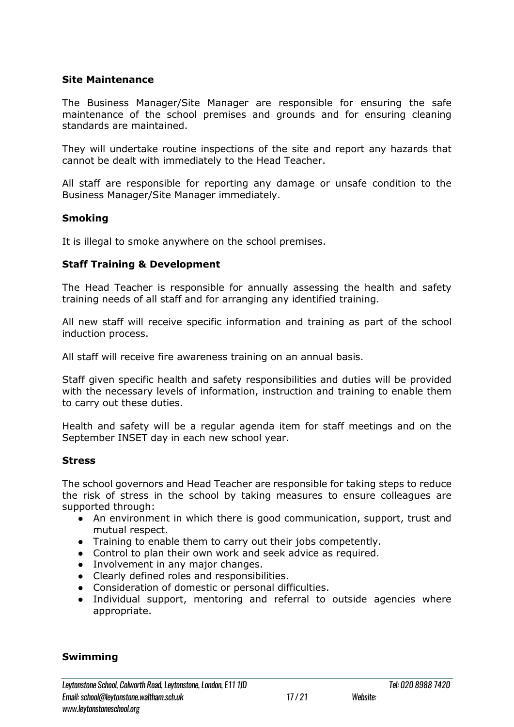### Site Maintenance

The Business Manager/Site Manager are responsible for ensuring the safe maintenance of the school premises and grounds and for ensuring cleaning standards are maintained.

They will undertake routine inspections of the site and report any hazards that cannot be dealt with immediately to the Head Teacher.

All staff are responsible for reporting any damage or unsafe condition to the Business Manager/Site Manager immediately.

### Smoking

It is illegal to smoke anywhere on the school premises.

### Staff Training & Development

The Head Teacher is responsible for annually assessing the health and safety training needs of all staff and for arranging any identified training.

All new staff will receive specific information and training as part of the school induction process.

All staff will receive fire awareness training on an annual basis.

Staff given specific health and safety responsibilities and duties will be provided with the necessary levels of information, instruction and training to enable them to carry out these duties.

Health and safety will be a regular agenda item for staff meetings and on the September INSET day in each new school year.

### Stress

The school governors and Head Teacher are responsible for taking steps to reduce the risk of stress in the school by taking measures to ensure colleagues are supported through:

- An environment in which there is good communication, support, trust and mutual respect.
- Training to enable them to carry out their jobs competently.
- Control to plan their own work and seek advice as required.
- Involvement in any major changes.
- Clearly defined roles and responsibilities.
- Consideration of domestic or personal difficulties.
- Individual support, mentoring and referral to outside agencies where appropriate.

### Swimming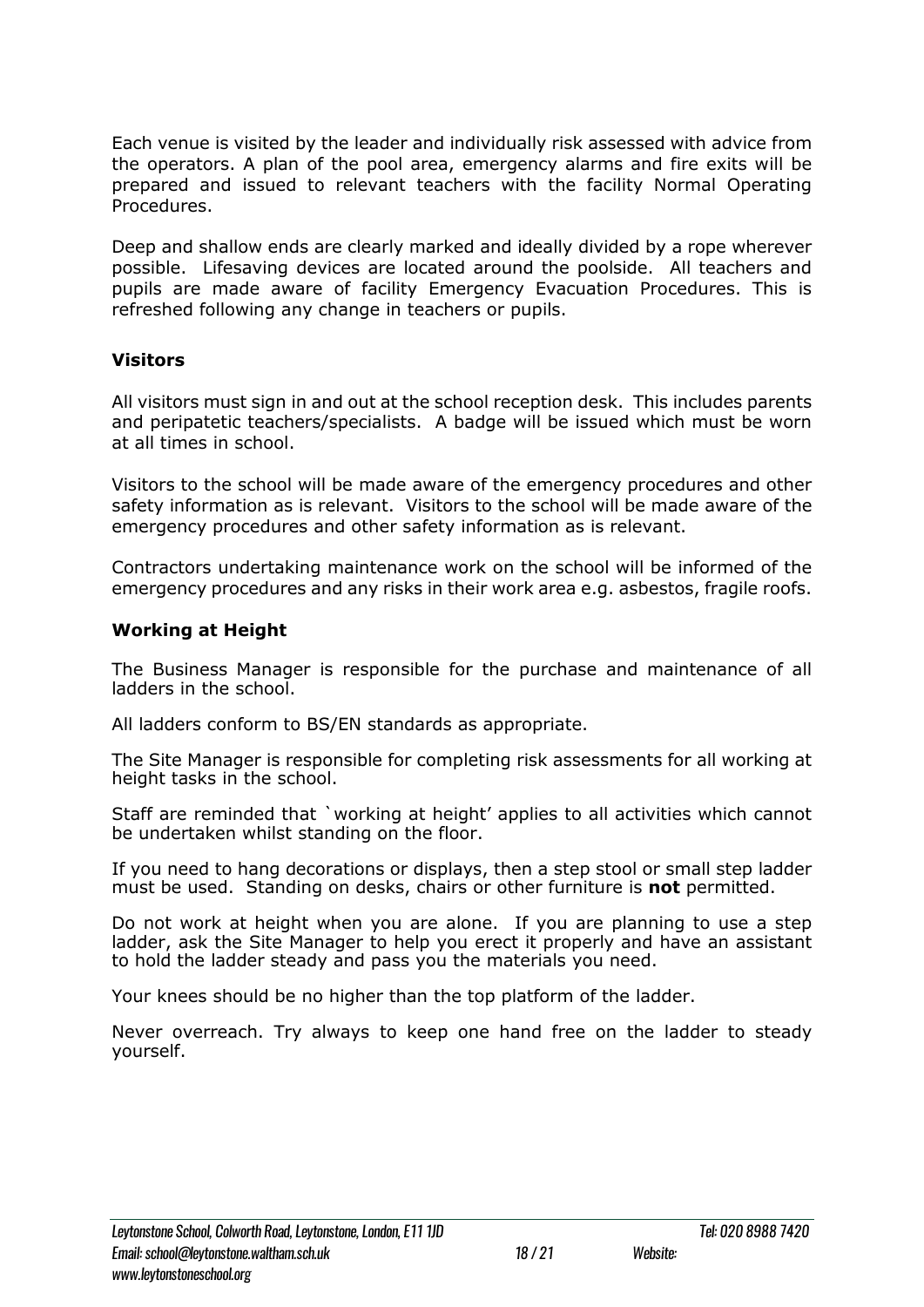Each venue is visited by the leader and individually risk assessed with advice from the operators. A plan of the pool area, emergency alarms and fire exits will be prepared and issued to relevant teachers with the facility Normal Operating Procedures.

Deep and shallow ends are clearly marked and ideally divided by a rope wherever possible. Lifesaving devices are located around the poolside. All teachers and pupils are made aware of facility Emergency Evacuation Procedures. This is refreshed following any change in teachers or pupils.

### Visitors

All visitors must sign in and out at the school reception desk. This includes parents and peripatetic teachers/specialists. A badge will be issued which must be worn at all times in school.

Visitors to the school will be made aware of the emergency procedures and other safety information as is relevant. Visitors to the school will be made aware of the emergency procedures and other safety information as is relevant.

Contractors undertaking maintenance work on the school will be informed of the emergency procedures and any risks in their work area e.g. asbestos, fragile roofs.

### Working at Height

The Business Manager is responsible for the purchase and maintenance of all ladders in the school.

All ladders conform to BS/EN standards as appropriate.

The Site Manager is responsible for completing risk assessments for all working at height tasks in the school.

Staff are reminded that `working at height' applies to all activities which cannot be undertaken whilst standing on the floor.

If you need to hang decorations or displays, then a step stool or small step ladder must be used. Standing on desks, chairs or other furniture is **not** permitted.

Do not work at height when you are alone. If you are planning to use a step ladder, ask the Site Manager to help you erect it properly and have an assistant to hold the ladder steady and pass you the materials you need.

Your knees should be no higher than the top platform of the ladder.

Never overreach. Try always to keep one hand free on the ladder to steady yourself.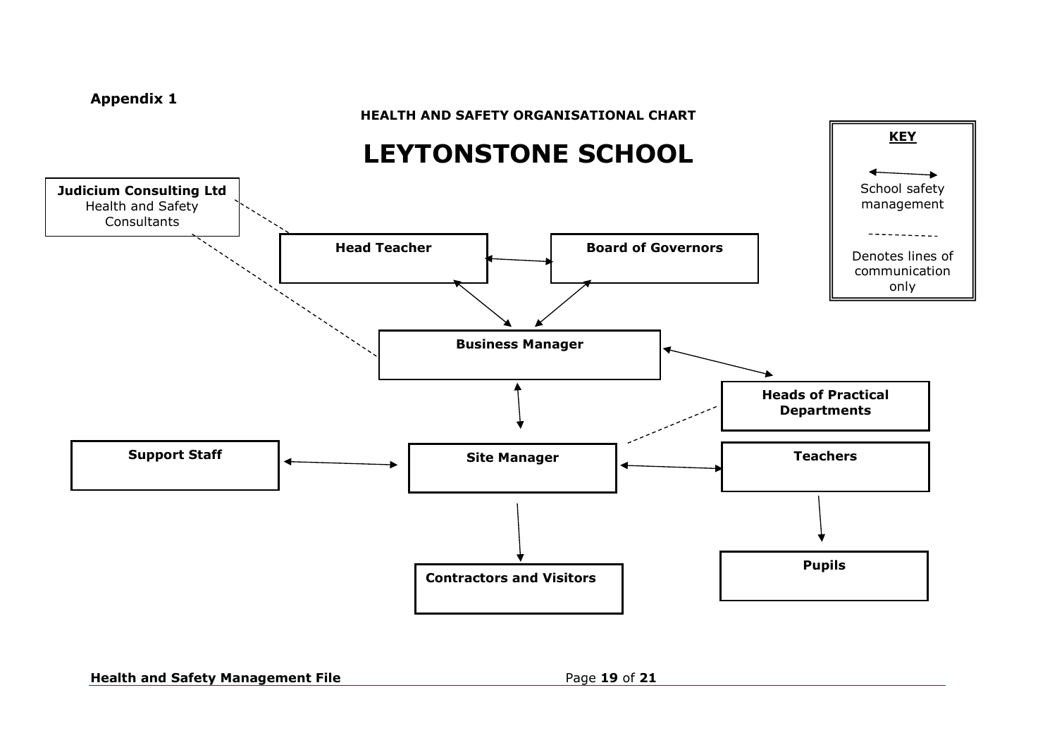**Appendix 1**

**HEALTH AND SAFETY ORGANISATIONAL CHART**

# LEYTONSTONE SCHOOL

**KEY**

↔ School safety management

- - - - - - Denotes lines of communication only

**Judicium Consulting Ltd**
Health and Safety Consultants

**Head Teacher**

**Board of Governors**

**Business Manager**

**Heads of Practical Departments**

**Support Staff**

**Site Manager**

**Teachers**

**Contractors and Visitors**

**Pupils**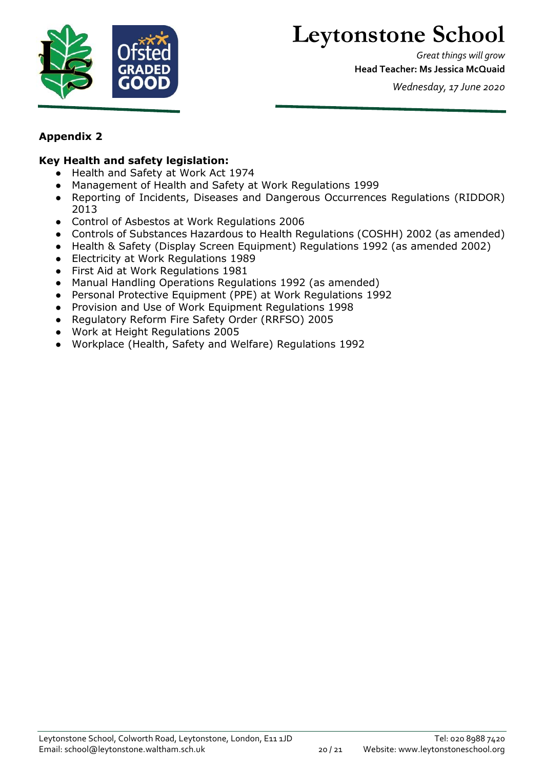## Appendix 2

**Key Health and safety legislation:**

- Health and Safety at Work Act 1974
- Management of Health and Safety at Work Regulations 1999
- Reporting of Incidents, Diseases and Dangerous Occurrences Regulations (RIDDOR) 2013
- Control of Asbestos at Work Regulations 2006
- Controls of Substances Hazardous to Health Regulations (COSHH) 2002 (as amended)
- Health & Safety (Display Screen Equipment) Regulations 1992 (as amended 2002)
- Electricity at Work Regulations 1989
- First Aid at Work Regulations 1981
- Manual Handling Operations Regulations 1992 (as amended)
- Personal Protective Equipment (PPE) at Work Regulations 1992
- Provision and Use of Work Equipment Regulations 1998
- Regulatory Reform Fire Safety Order (RRFSO) 2005
- Work at Height Regulations 2005
- Workplace (Health, Safety and Welfare) Regulations 1992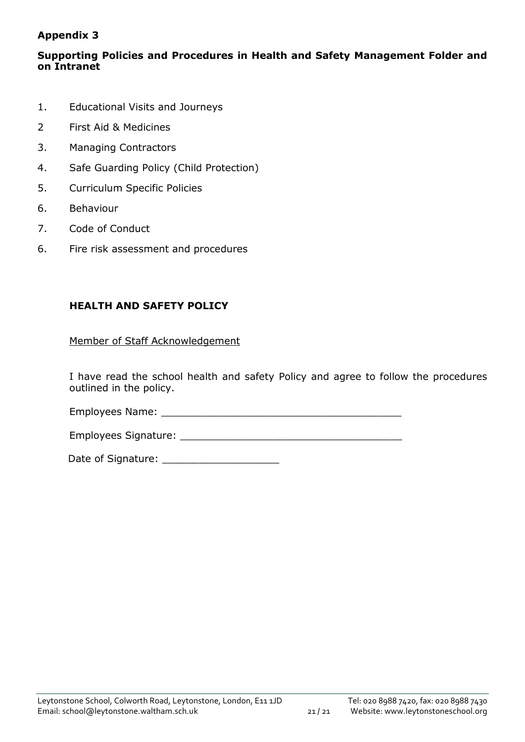**Appendix 3**

**Supporting Policies and Procedures in Health and Safety Management Folder and on Intranet**

1. Educational Visits and Journeys
2 First Aid & Medicines
3. Managing Contractors
4. Safe Guarding Policy (Child Protection)
5. Curriculum Specific Policies
6. Behaviour
7. Code of Conduct
6. Fire risk assessment and procedures

**HEALTH AND SAFETY POLICY**

Member of Staff Acknowledgement

I have read the school health and safety Policy and agree to follow the procedures outlined in the policy.

Employees Name: ______________________________________

Employees Signature: ___________________________________

Date of Signature: ___________________